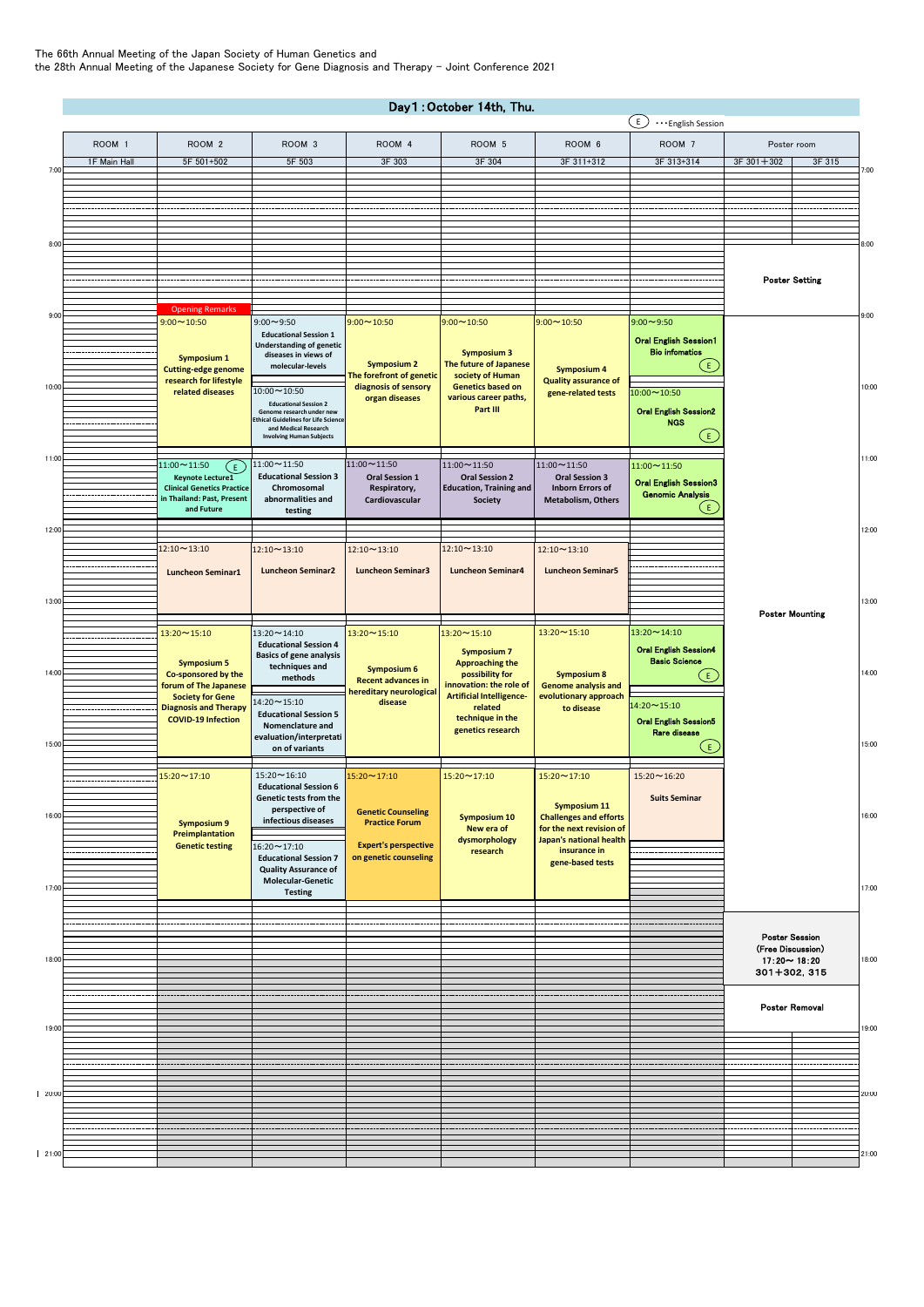The 66th Annual Meeting of the Japan Society of Human Genetics and
the 28th Annual Meeting of the Japanese Society for Gene Diagnosis and Therapy - Joint Conference 2021

## Day1：October 14th, Thu.

Ⓔ ･･･English Session

| Time | ROOM 1 (1F Main Hall) | ROOM 2 (5F 501+502) | ROOM 3 (5F 503) | ROOM 4 (3F 303) | ROOM 5 (3F 304) | ROOM 6 (3F 311+312) | ROOM 7 (3F 313+314) | Poster room (3F 301＋302 / 3F 315) |
|---|---|---|---|---|---|---|---|---|
| 8:00 | | | | | | | | Poster Setting |
| 9:00 | | Opening Remarks<br>9:00～10:50<br>**Symposium 1**<br>**Cutting-edge genome research for lifestyle related diseases** | 9:00～9:50<br>**Educational Session 1**<br>**Understanding of genetic diseases in views of molecular-levels**<br><br>10:00～10:50<br>**Educational Session 2**<br>**Genome research under new Ethical Guidelines for Life Science and Medical Research Involving Human Subjects** | 9:00～10:50<br>**Symposium 2**<br>**The forefront of genetic diagnosis of sensory organ diseases** | 9:00～10:50<br>**Symposium 3**<br>**The future of Japanese society of Human Genetics based on various career paths, Part III** | 9:00～10:50<br>**Symposium 4**<br>**Quality assurance of gene-related tests** | 9:00～9:50<br>**Oral English Session1**<br>**Bio infomatics** Ⓔ<br><br>10:00～10:50<br>**Oral English Session2**<br>**NGS** Ⓔ | |
| 11:00 | | 11:00～11:50 Ⓔ<br>**Keynote Lecture1**<br>**Clinical Genetics Practice in Thailand: Past, Present and Future** | 11:00～11:50<br>**Educational Session 3**<br>**Chromosomal abnormalities and testing** | 11:00～11:50<br>**Oral Session 1**<br>**Respiratory, Cardiovascular** | 11:00～11:50<br>**Oral Session 2**<br>**Education, Training and Society** | 11:00～11:50<br>**Oral Session 3**<br>**Inborn Errors of Metabolism, Others** | 11:00～11:50<br>**Oral English Session3**<br>**Genomic Analysis** Ⓔ | |
| 12:00 | | 12:10～13:10<br>**Luncheon Seminar1** | 12:10～13:10<br>**Luncheon Seminar2** | 12:10～13:10<br>**Luncheon Seminar3** | 12:10～13:10<br>**Luncheon Seminar4** | 12:10～13:10<br>**Luncheon Seminar5** | | Poster Mounting |
| 13:00 | | 13:20～15:10<br>**Symposium 5**<br>**Co-sponsored by the forum of The Japanese Society for Gene Diagnosis and Therapy**<br>**COVID-19 Infection** | 13:20～14:10<br>**Educational Session 4**<br>**Basics of gene analysis techniques and methods**<br><br>14:20～15:10<br>**Educational Session 5**<br>**Nomenclature and evaluation/interpretation of variants** | 13:20～15:10<br>**Symposium 6**<br>**Recent advances in hereditary neurological disease** | 13:20～15:10<br>**Symposium 7**<br>**Approaching the possibility for innovation: the role of Artificial Intelligence-related technique in the genetics research** | 13:20～15:10<br>**Symposium 8**<br>**Genome analysis and evolutionary approach to disease** | 13:20～14:10<br>**Oral English Session4**<br>**Basic Science** Ⓔ<br><br>14:20～15:10<br>**Oral English Session5**<br>**Rare disease** Ⓔ | |
| 15:00 | | 15:20～17:10<br>**Symposium 9**<br>**Preimplantation Genetic testing** | 15:20～16:10<br>**Educational Session 6**<br>**Genetic tests from the perspective of infectious diseases**<br><br>16:20～17:10<br>**Educational Session 7**<br>**Quality Assurance of Molecular-Genetic Testing** | 15:20～17:10<br>**Genetic Counseling Practice Forum**<br>**Expert's perspective on genetic counseling** | 15:20～17:10<br>**Symposium 10**<br>**New era of dysmorphology research** | 15:20～17:10<br>**Symposium 11**<br>**Challenges and efforts for the next revision of Japan's national health insurance in gene-based tests** | 15:20～16:20<br>**Suits Seminar** | |
| 17:00 | | | | | | | | **Poster Session (Free Discussion)**<br>**17:20～18:20**<br>**301＋302, 315** |
| 18:00 | | | | | | | | Poster Removal |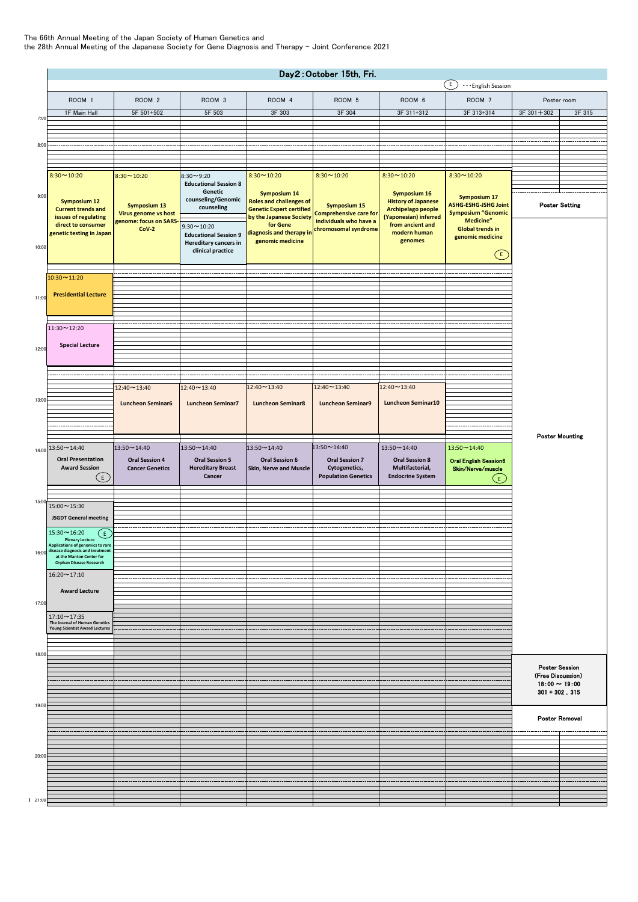The 66th Annual Meeting of the Japan Society of Human Genetics and
the 28th Annual Meeting of the Japanese Society for Gene Diagnosis and Therapy – Joint Conference 2021

## Day2：October 15th, Fri.

(E) ・・・English Session

| Time | ROOOM 1 (1F Main Hall) | ROOM 2 (5F 501+502) | ROOM 3 (5F 503) | ROOM 4 (3F 303) | ROOM 5 (3F 304) | ROOM 6 (3F 311+312) | ROOM 7 (3F 313+314) | Poster room (3F 301＋302 / 3F 315) |
|---|---|---|---|---|---|---|---|---|
| 7:00–8:30 | | | | | | | | Poster Setting |
| 8:30 | 8:30～10:20 **Symposium 12** Current trends and issues of regulating direct to consumer genetic testing in Japan | 8:30～10:20 **Symposium 13** Virus genome vs host genome: focus on SARS-CoV-2 | 8:30～9:20 **Educational Session 8** Genetic counseling/Genomic counseling; 9:30～10:20 **Educational Session 9** Hereditary cancers in clinical practice | 8:30～10:20 **Symposium 14** Roles and challenges of Genetic Expert certified by the Japanese Society for Gene diagnosis and therapy in genomic medicine | 8:30～10:20 **Symposium 15** Comprehensive care for individuals who have a chromosomal syndrome | 8:30～10:20 **Symposium 16** History of Japanese Archipelago people (Yaponesian) inferred from ancient and modern human genomes | 8:30～10:20 **Symposium 17** ASHG-ESHG-JSHG Joint Symposium "Genomic Medicine" Global trends in genomic medicine (E) | |
| 10:30 | 10:30～11:20 **Presidential Lecture** | | | | | | | |
| 11:30 | 11:30～12:20 **Special Lecture** | | | | | | | |
| 12:40 | | 12:40～13:40 **Luncheon Seminar6** | 12:40～13:40 **Luncheon Seminar7** | 12:40～13:40 **Luncheon Seminar8** | 12:40～13:40 **Luncheon Seminar9** | 12:40～13:40 **Luncheon Seminar10** | | Poster Mounting |
| 13:50 | 13:50～14:40 **Oral Presentation Award Session** (E) | 13:50～14:40 **Oral Session 4** Cancer Genetics | 13:50～14:40 **Oral Session 5** Hereditary Breast Cancer | 13:50～14:40 **Oral Session 6** Skin, Nerve and Muscle | 13:50～14:40 **Oral Session 7** Cytogenetics, Population Genetics | 13:50～14:40 **Oral Session 8** Multifactorial, Endocrine System | 13:50～14:40 **Oral English Session6** Skin/Nerve/muscle (E) | |
| 15:00 | 15:00～15:30 **JSGDT General meeting** | | | | | | | |
| 15:30 | 15:30～16:20 (E) **Plenary Lecture** Applications of genomics to rare disease diagnosis and treatment at the Manton Center for Orphan Disease Research | | | | | | | |
| 16:20 | 16:20～17:10 **Award Lecture** | | | | | | | |
| 17:10 | 17:10～17:35 **The Journal of Human Genetics Young Scientist Award Lectures** | | | | | | | |
| 18:00 | | | | | | | | **Poster Session** (Free Discussion) 18:00 ～ 19:00 301＋302，315 |
| 19:00 | | | | | | | | Poster Removal |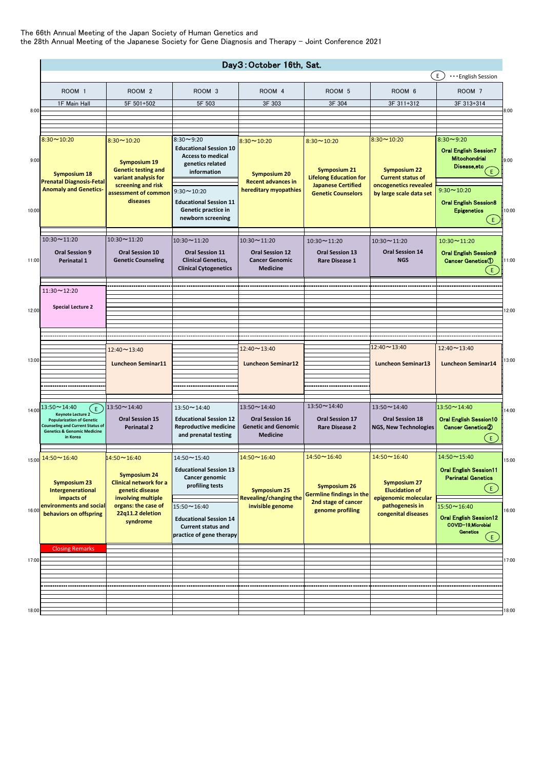The 66th Annual Meeting of the Japan Society of Human Genetics and
the 28th Annual Meeting of the Japanese Society for Gene Diagnosis and Therapy - Joint Conference 2021

## Day3：October 16th, Sat.

(E) ･･･English Session

| ROOM 1 | ROOM 2 | ROOM 3 | ROOM 4 | ROOM 5 | ROOM 6 | ROOM 7 |
|---|---|---|---|---|---|---|
| 1F Main Hall | 5F 501+502 | 5F 503 | 3F 303 | 3F 304 | 3F 311+312 | 3F 313+314 |
| 8:30～10:20 **Symposium 18** **Prenatal Diagnosis-Fetal Anomaly and Genetics-** | 8:30～10:20 **Symposium 19** **Genetic testing and variant analysis for screening and risk assessment of common diseases** | 8:30～9:20 **Educational Session 10** **Access to medical genetics related information** | 8:30～10:20 **Symposium 20** **Recent advances in hereditary myopathies** | 8:30～10:20 **Symposium 21** **Lifelong Education for Japanese Certified Genetic Counselors** | 8:30～10:20 **Symposium 22** **Current status of oncogenetics revealed by large scale data set** | 8:30～9:20 **Oral English Session7** **Mitochondrial Disease,etc** (E) |
| | | 9:30～10:20 **Educational Session 11** **Genetic practice in newborn screening** | | | | 9:30～10:20 **Oral English Session8** **Epigenetics** (E) |
| 10:30～11:20 **Oral Session 9** **Perinatal 1** | 10:30～11:20 **Oral Session 10** **Genetic Counseling** | 10:30～11:20 **Oral Session 11** **Clinical Genetics, Clinical Cytogenetics** | 10:30～11:20 **Oral Session 12** **Cancer Genomic Medicine** | 10:30～11:20 **Oral Session 13** **Rare Disease 1** | 10:30～11:20 **Oral Session 14** **NGS** | 10:30～11:20 **Oral English Session9** **Cancer Genetics①** (E) |
| 11:30～12:20 **Special Lecture 2** | | | | | | |
| | 12:40～13:40 **Luncheon Seminar11** | | 12:40～13:40 **Luncheon Seminar12** | | 12:40～13:40 **Luncheon Seminar13** | 12:40～13:40 **Luncheon Seminar14** |
| 13:50～14:40 (E) **Keynote Lecture 2** **Popularization of Genetic Counseling and Current Status of Genetics & Genomic Medicine in Korea** | 13:50～14:40 **Oral Session 15** **Perinatal 2** | 13:50～14:40 **Educational Session 12** **Reproductive medicine and prenatal testing** | 13:50～14:40 **Oral Session 16** **Genetic and Genomic Medicine** | 13:50～14:40 **Oral Session 17** **Rare Disease 2** | 13:50～14:40 **Oral Session 18** **NGS, New Technologies** | 13:50～14:40 **Oral English Session10** **Cancer Genetics②** (E) |
| 14:50～16:40 **Symposium 23** **Intergenerational impacts of environments and social behaviors on offspring** | 14:50～16:40 **Symposium 24** **Clinical network for a genetic disease involving multiple organs: the case of 22q11.2 deletion syndrome** | 14:50～15:40 **Educational Session 13** **Cancer genomic profiling tests** | 14:50～16:40 **Symposium 25** **Revealing/changing the invisible genome** | 14:50～16:40 **Symposium 26** **Germline findings in the 2nd stage of cancer genome profiling** | 14:50～16:40 **Symposium 27** **Elucidation of epigenomic molecular pathogenesis in congenital diseases** | 14:50～15:40 **Oral English Session11** **Perinatal Genetics** (E) |
| | | 15:50～16:40 **Educational Session 14** **Current status and practice of gene therapy** | | | | 15:50～16:40 **Oral English Session12** **COVID-19,Microbial Genetics** (E) |
| Closing Remarks | | | | | | |